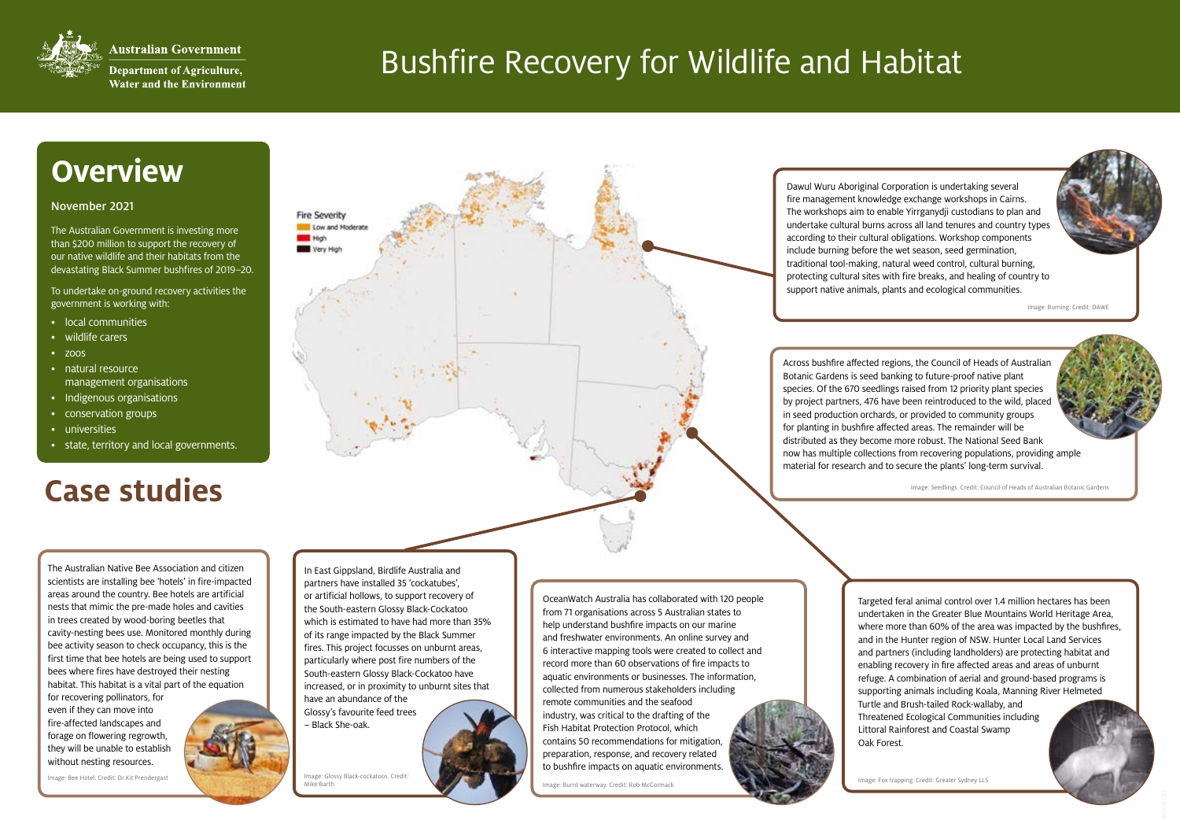Australian Government

Department of Agriculture, Water and the Environment

# Bushfire Recovery for Wildlife and Habitat

## Overview

November 2021

The Australian Government is investing more than $200 million to support the recovery of our native wildlife and their habitats from the devastating Black Summer bushfires of 2019–20.

To undertake on-ground recovery activities the government is working with:

- local communities
- wildlife carers
- zoos
- natural resource management organisations
- Indigenous organisations
- conservation groups
- universities
- state, territory and local governments.

Fire Severity
- Low and Moderate
- High
- Very High

Dawul Wuru Aboriginal Corporation is undertaking several fire management knowledge exchange workshops in Cairns. The workshops aim to enable Yirrganydji custodians to plan and undertake cultural burns across all land tenures and country types according to their cultural obligations. Workshop components include burning before the wet season, seed germination, traditional tool-making, natural weed control, cultural burning, protecting cultural sites with fire breaks, and healing of country to support native animals, plants and ecological communities.

Image: Burning. Credit: DAWE

Across bushfire affected regions, the Council of Heads of Australian Botanic Gardens is seed banking to future-proof native plant species. Of the 670 seedlings raised from 12 priority plant species by project partners, 476 have been reintroduced to the wild, placed in seed production orchards, or provided to community groups for planting in bushfire affected areas. The remainder will be distributed as they become more robust. The National Seed Bank now has multiple collections from recovering populations, providing ample material for research and to secure the plants' long-term survival.

Image: Seedlings. Credit: Council of Heads of Australian Botanic Gardens

## Case studies

The Australian Native Bee Association and citizen scientists are installing bee 'hotels' in fire-impacted areas around the country. Bee hotels are artificial nests that mimic the pre-made holes and cavities in trees created by wood-boring beetles that cavity-nesting bees use. Monitored monthly during bee activity season to check occupancy, this is the first time that bee hotels are being used to support bees where fires have destroyed their nesting habitat. This habitat is a vital part of the equation for recovering pollinators, for even if they can move into fire-affected landscapes and forage on flowering regrowth, they will be unable to establish without nesting resources.

Image: Bee Hotel. Credit: Dr Kit Prendergast

In East Gippsland, Birdlife Australia and partners have installed 35 'cockatubes', or artificial hollows, to support recovery of the South-eastern Glossy Black-Cockatoo which is estimated to have had more than 35% of its range impacted by the Black Summer fires. This project focusses on unburnt areas, particularly where post fire numbers of the South-eastern Glossy Black-Cockatoo have increased, or in proximity to unburnt sites that have an abundance of the Glossy's favourite feed trees – Black She-oak.

Image: Glossy Black-cockatoos. Credit: Mike Barth

OceanWatch Australia has collaborated with 120 people from 71 organisations across 5 Australian states to help understand bushfire impacts on our marine and freshwater environments. An online survey and 6 interactive mapping tools were created to collect and record more than 60 observations of fire impacts to aquatic environments or businesses. The information, collected from numerous stakeholders including remote communities and the seafood industry, was critical to the drafting of the Fish Habitat Protection Protocol, which contains 50 recommendations for mitigation, preparation, response, and recovery related to bushfire impacts on aquatic environments.

Image: Burnt waterway. Credit: Rob McCormack

Targeted feral animal control over 1.4 million hectares has been undertaken in the Greater Blue Mountains World Heritage Area, where more than 60% of the area was impacted by the bushfires, and in the Hunter region of NSW. Hunter Local Land Services and partners (including landholders) are protecting habitat and enabling recovery in fire affected areas and areas of unburnt refuge. A combination of aerial and ground-based programs is supporting animals including Koala, Manning River Helmeted Turtle and Brush-tailed Rock-wallaby, and Threatened Ecological Communities including Littoral Rainforest and Coastal Swamp Oak Forest.

Image: Fox trapping. Credit: Greater Sydney LLS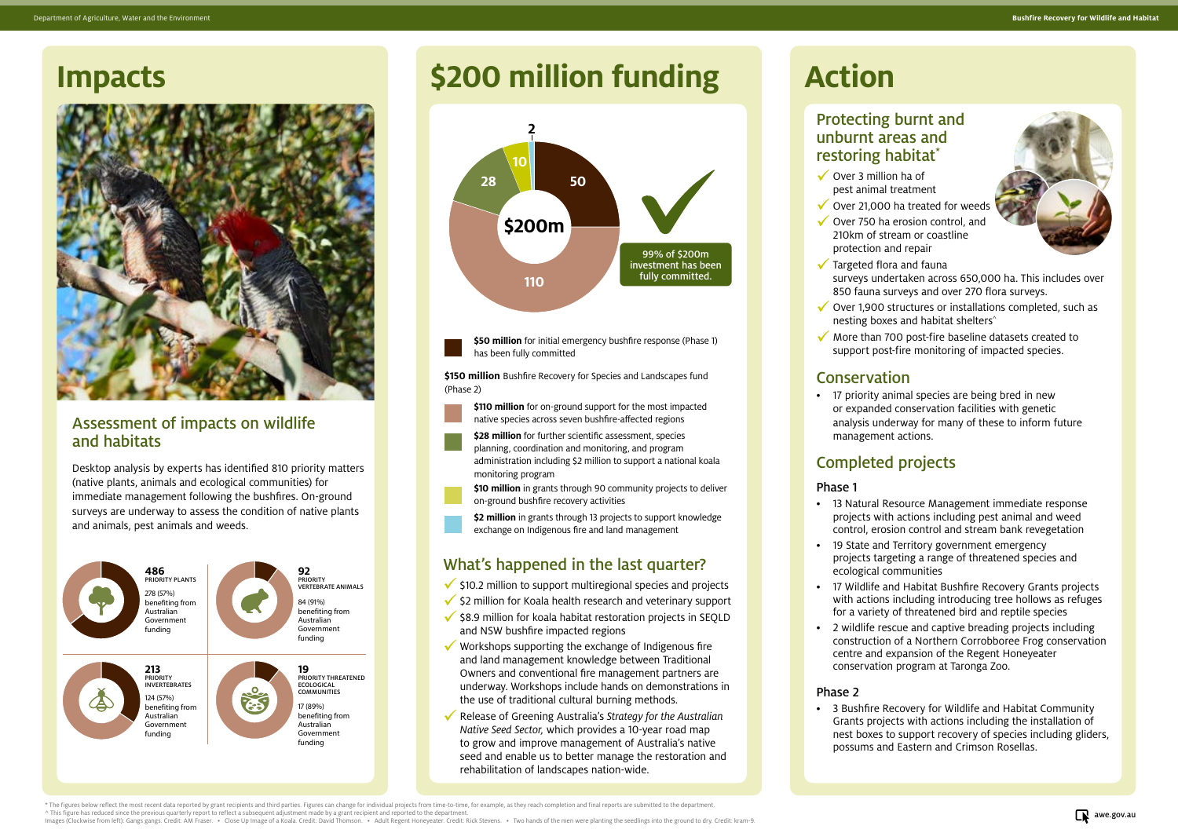# Impacts

## Assessment of impacts on wildlife and habitats

Desktop analysis by experts has identified 810 priority matters (native plants, animals and ecological communities) for immediate management following the bushfires. On-ground surveys are underway to assess the condition of native plants and animals, pest animals and weeds.

**486** PRIORITY PLANTS
278 (57%) benefiting from Australian Government funding

**92** PRIORITY VERTEBRATE ANIMALS
84 (91%) benefiting from Australian Government funding

**213** PRIORITY INVERTEBRATES
124 (57%) benefiting from Australian Government funding

**19** PRIORITY THREATENED ECOLOGICAL COMMUNITIES
17 (89%) benefiting from Australian Government funding

# $200 million funding

$200m

50

110

28

10

2

99% of $200m investment has been fully committed.

**$50 million** for initial emergency bushfire response (Phase 1) has been fully committed

**$150 million** Bushfire Recovery for Species and Landscapes fund (Phase 2)

- **$110 million** for on-ground support for the most impacted native species across seven bushfire-affected regions
- **$28 million** for further scientific assessment, species planning, coordination and monitoring, and program administration including $2 million to support a national koala monitoring program
- **$10 million** in grants through 90 community projects to deliver on-ground bushfire recovery activities
- **$2 million** in grants through 13 projects to support knowledge exchange on Indigenous fire and land management

## What's happened in the last quarter?

- $10.2 million to support multiregional species and projects
- $2 million for Koala health research and veterinary support
- $8.9 million for koala habitat restoration projects in SEQLD and NSW bushfire impacted regions
- Workshops supporting the exchange of Indigenous fire and land management knowledge between Traditional Owners and conventional fire management partners are underway. Workshops include hands on demonstrations in the use of traditional cultural burning methods.
- Release of Greening Australia's *Strategy for the Australian Native Seed Sector,* which provides a 10-year road map to grow and improve management of Australia's native seed and enable us to better manage the restoration and rehabilitation of landscapes nation-wide.

# Action

## Protecting burnt and unburnt areas and restoring habitat*

- Over 3 million ha of pest animal treatment
- Over 21,000 ha treated for weeds
- Over 750 ha erosion control, and 210km of stream or coastline protection and repair
- Targeted flora and fauna surveys undertaken across 650,000 ha. This includes over 850 fauna surveys and over 270 flora surveys.
- Over 1,900 structures or installations completed, such as nesting boxes and habitat shelters^
- More than 700 post-fire baseline datasets created to support post-fire monitoring of impacted species.

## Conservation

- 17 priority animal species are being bred in new or expanded conservation facilities with genetic analysis underway for many of these to inform future management actions.

## Completed projects

### Phase 1

- 13 Natural Resource Management immediate response projects with actions including pest animal and weed control, erosion control and stream bank revegetation
- 19 State and Territory government emergency projects targeting a range of threatened species and ecological communities
- 17 Wildlife and Habitat Bushfire Recovery Grants projects with actions including introducing tree hollows as refuges for a variety of threatened bird and reptile species
- 2 wildlife rescue and captive breeding projects including construction of a Northern Corroboree Frog conservation centre and expansion of the Regent Honeyeater conservation program at Taronga Zoo.

### Phase 2

- 3 Bushfire Recovery for Wildlife and Habitat Community Grants projects with actions including the installation of nest boxes to support recovery of species including gliders, possums and Eastern and Crimson Rosellas.

\* The figures below reflect the most recent data reported by grant recipients and third parties. Figures can change for individual projects from time-to-time, for example, as they reach completion and final reports are submitted to the department.
^ This figure has reduced since the previous quarterly report to reflect a subsequent adjustment made by a grant recipient and reported to the department.
Images (Clockwise from left): Gangs gangs. Credit: AM Fraser. • Close Up Image of a Koala. Credit: David Thomson. • Adult Regent Honeyeater. Credit: Rick Stevens. • Two hands of the men were planting the seedlings into the ground to dry. Credit: kram-9.

awe.gov.au